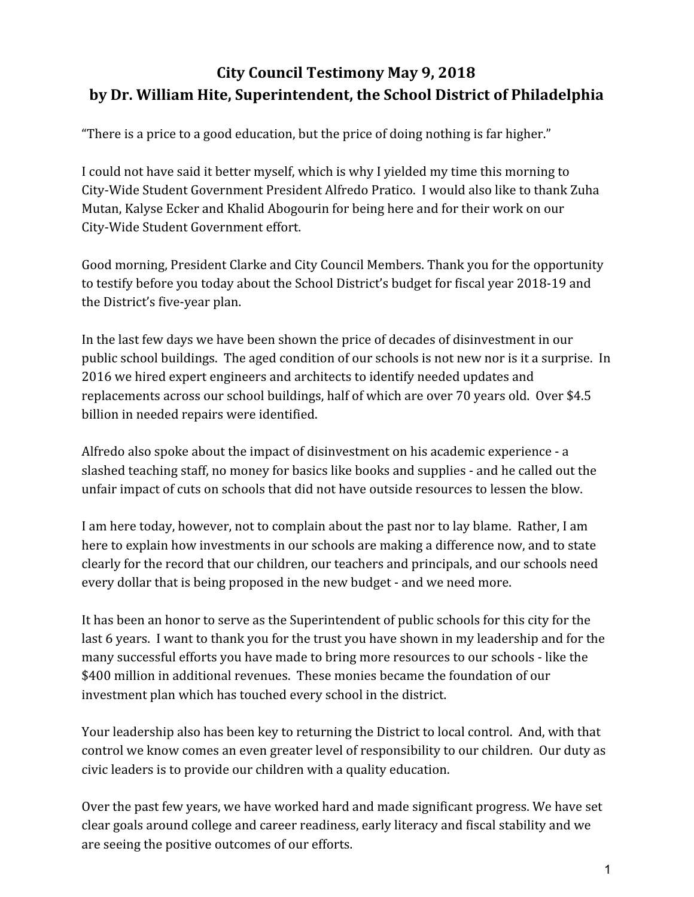# City Council Testimony May 9, 2018
# by Dr. William Hite, Superintendent, the School District of Philadelphia

"There is a price to a good education, but the price of doing nothing is far higher."

I could not have said it better myself, which is why I yielded my time this morning to City-Wide Student Government President Alfredo Pratico. I would also like to thank Zuha Mutan, Kalyse Ecker and Khalid Abogourin for being here and for their work on our City-Wide Student Government effort.

Good morning, President Clarke and City Council Members. Thank you for the opportunity to testify before you today about the School District's budget for fiscal year 2018-19 and the District's five-year plan.

In the last few days we have been shown the price of decades of disinvestment in our public school buildings. The aged condition of our schools is not new nor is it a surprise. In 2016 we hired expert engineers and architects to identify needed updates and replacements across our school buildings, half of which are over 70 years old. Over $4.5 billion in needed repairs were identified.

Alfredo also spoke about the impact of disinvestment on his academic experience - a slashed teaching staff, no money for basics like books and supplies - and he called out the unfair impact of cuts on schools that did not have outside resources to lessen the blow.

I am here today, however, not to complain about the past nor to lay blame. Rather, I am here to explain how investments in our schools are making a difference now, and to state clearly for the record that our children, our teachers and principals, and our schools need every dollar that is being proposed in the new budget - and we need more.

It has been an honor to serve as the Superintendent of public schools for this city for the last 6 years. I want to thank you for the trust you have shown in my leadership and for the many successful efforts you have made to bring more resources to our schools - like the $400 million in additional revenues. These monies became the foundation of our investment plan which has touched every school in the district.

Your leadership also has been key to returning the District to local control. And, with that control we know comes an even greater level of responsibility to our children. Our duty as civic leaders is to provide our children with a quality education.

Over the past few years, we have worked hard and made significant progress. We have set clear goals around college and career readiness, early literacy and fiscal stability and we are seeing the positive outcomes of our efforts.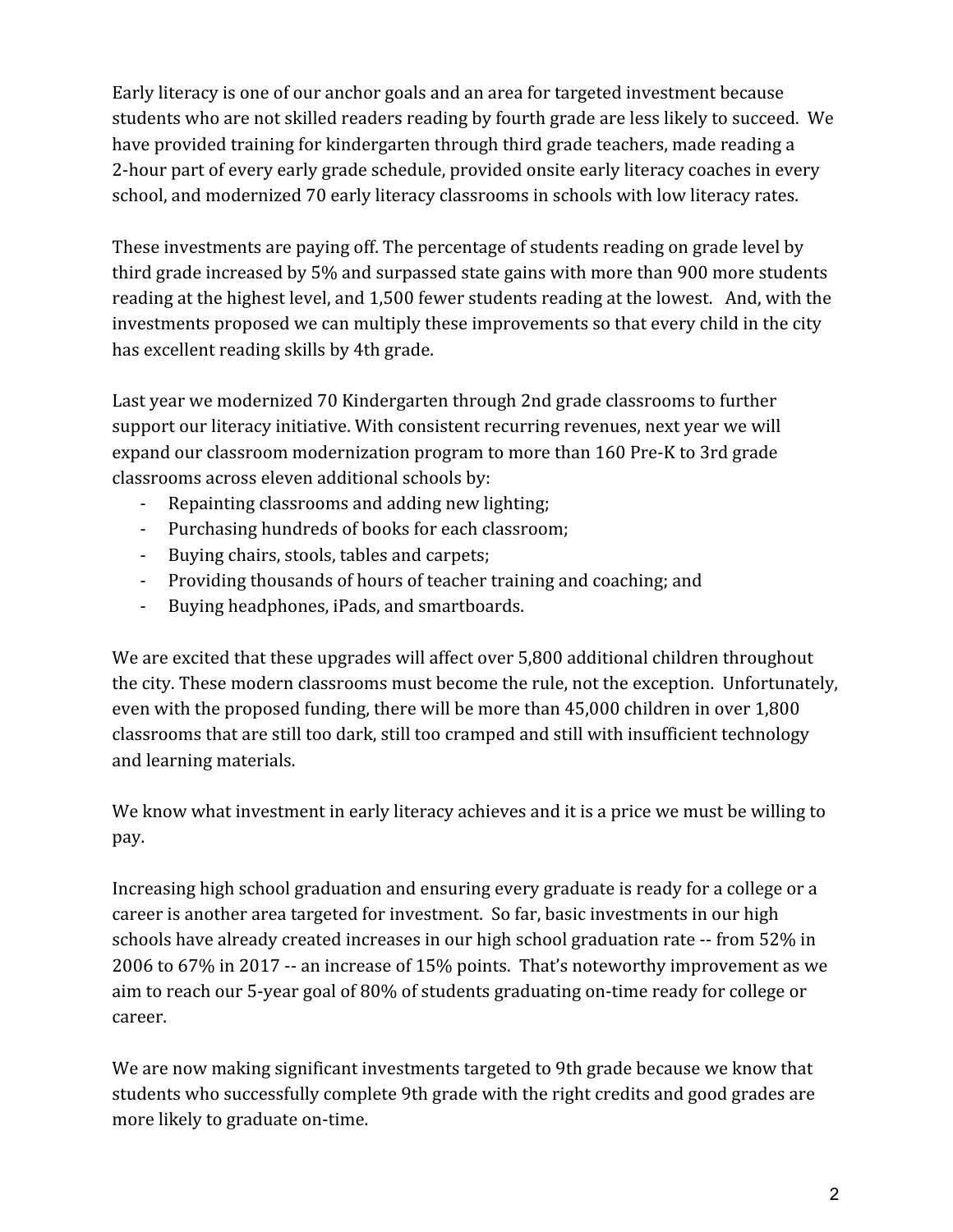Early literacy is one of our anchor goals and an area for targeted investment because students who are not skilled readers reading by fourth grade are less likely to succeed. We have provided training for kindergarten through third grade teachers, made reading a 2-hour part of every early grade schedule, provided onsite early literacy coaches in every school, and modernized 70 early literacy classrooms in schools with low literacy rates.

These investments are paying off. The percentage of students reading on grade level by third grade increased by 5% and surpassed state gains with more than 900 more students reading at the highest level, and 1,500 fewer students reading at the lowest. And, with the investments proposed we can multiply these improvements so that every child in the city has excellent reading skills by 4th grade.

Last year we modernized 70 Kindergarten through 2nd grade classrooms to further support our literacy initiative. With consistent recurring revenues, next year we will expand our classroom modernization program to more than 160 Pre-K to 3rd grade classrooms across eleven additional schools by:

- Repainting classrooms and adding new lighting;
- Purchasing hundreds of books for each classroom;
- Buying chairs, stools, tables and carpets;
- Providing thousands of hours of teacher training and coaching; and
- Buying headphones, iPads, and smartboards.

We are excited that these upgrades will affect over 5,800 additional children throughout the city. These modern classrooms must become the rule, not the exception. Unfortunately, even with the proposed funding, there will be more than 45,000 children in over 1,800 classrooms that are still too dark, still too cramped and still with insufficient technology and learning materials.

We know what investment in early literacy achieves and it is a price we must be willing to pay.

Increasing high school graduation and ensuring every graduate is ready for a college or a career is another area targeted for investment. So far, basic investments in our high schools have already created increases in our high school graduation rate -- from 52% in 2006 to 67% in 2017 -- an increase of 15% points. That's noteworthy improvement as we aim to reach our 5-year goal of 80% of students graduating on-time ready for college or career.

We are now making significant investments targeted to 9th grade because we know that students who successfully complete 9th grade with the right credits and good grades are more likely to graduate on-time.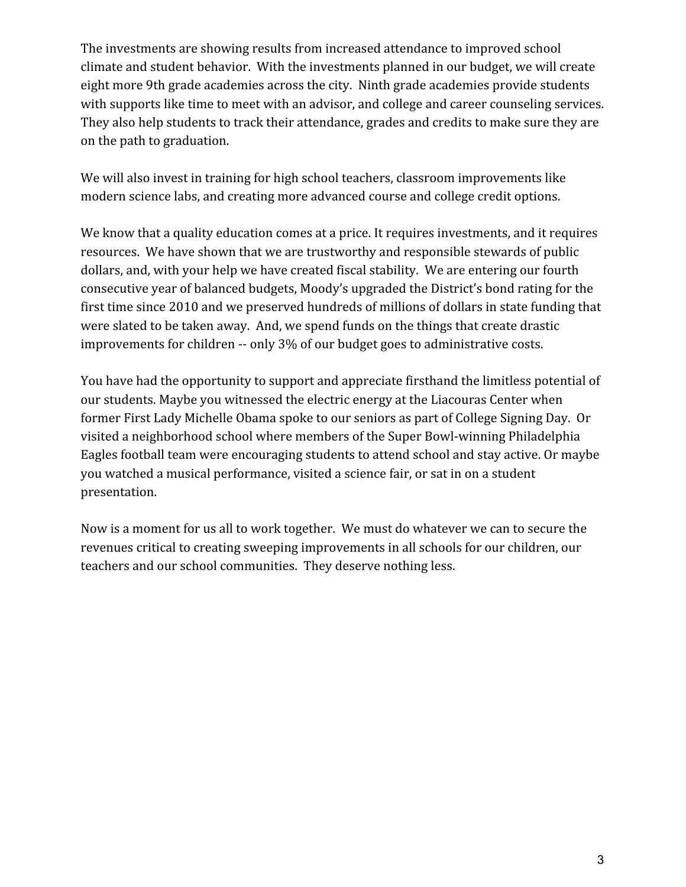The investments are showing results from increased attendance to improved school climate and student behavior. With the investments planned in our budget, we will create eight more 9th grade academies across the city. Ninth grade academies provide students with supports like time to meet with an advisor, and college and career counseling services. They also help students to track their attendance, grades and credits to make sure they are on the path to graduation.

We will also invest in training for high school teachers, classroom improvements like modern science labs, and creating more advanced course and college credit options.

We know that a quality education comes at a price. It requires investments, and it requires resources. We have shown that we are trustworthy and responsible stewards of public dollars, and, with your help we have created fiscal stability. We are entering our fourth consecutive year of balanced budgets, Moody's upgraded the District's bond rating for the first time since 2010 and we preserved hundreds of millions of dollars in state funding that were slated to be taken away. And, we spend funds on the things that create drastic improvements for children -- only 3% of our budget goes to administrative costs.

You have had the opportunity to support and appreciate firsthand the limitless potential of our students. Maybe you witnessed the electric energy at the Liacouras Center when former First Lady Michelle Obama spoke to our seniors as part of College Signing Day. Or visited a neighborhood school where members of the Super Bowl-winning Philadelphia Eagles football team were encouraging students to attend school and stay active. Or maybe you watched a musical performance, visited a science fair, or sat in on a student presentation.

Now is a moment for us all to work together. We must do whatever we can to secure the revenues critical to creating sweeping improvements in all schools for our children, our teachers and our school communities. They deserve nothing less.